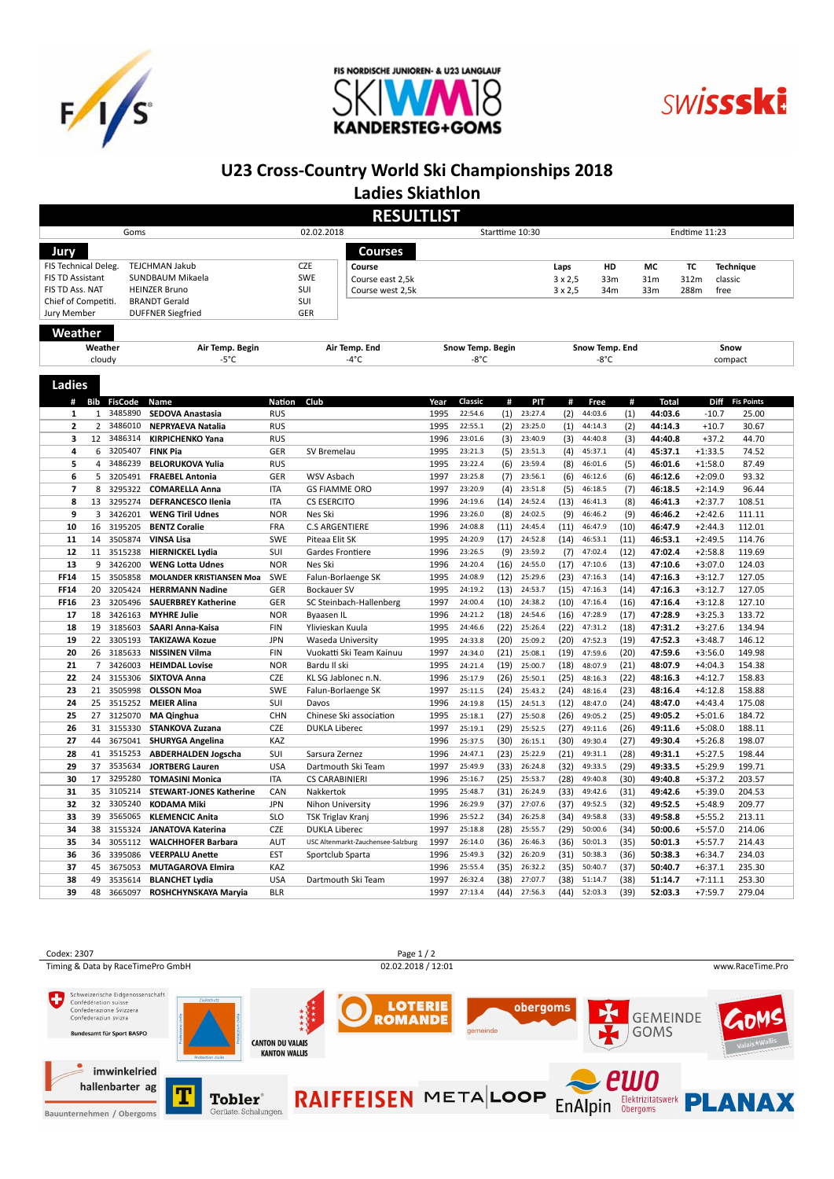FIS NORDISCHE JUNIOREN- & U23 LANGLAUF SKIWM18 KANDERSTEG+GOMS

# U23 Cross-Country World Ski Championships 2018

## Ladies Skiathlon

## RESULTLIST

| Goms | 02.02.2018 | Starttime 10:30 | Endtime 11:23 |
|---|---|---|---|

### Jury

| | | |
|---|---|---|
| FIS Technical Deleg. | TEJCHMAN Jakub | CZE |
| FIS TD Assistant | SUNDBAUM Mikaela | SWE |
| FIS TD Ass. NAT | HEINZER Bruno | SUI |
| Chief of Competiti. | BRANDT Gerald | SUI |
| Jury Member | DUFFNER Siegfried | GER |

### Courses

| Course | Laps | HD | MC | TC | Technique |
|---|---|---|---|---|---|
| Course east 2,5k | 3 x 2,5 | 33m | 31m | 312m | classic |
| Course west 2,5k | 3 x 2,5 | 34m | 33m | 288m | free |

### Weather

| Weather | Air Temp. Begin | Air Temp. End | Snow Temp. Begin | Snow Temp. End | Snow |
|---|---|---|---|---|---|
| cloudy | -5°C | -4°C | -8°C | -8°C | compact |

### Ladies

| # | Bib | FisCode | Name | Nation | Club | Year | Classic | # | PIT | # | Free | # | Total | Diff | Fis Points |
|---|---|---|---|---|---|---|---|---|---|---|---|---|---|---|---|
| 1 | 1 | 3485890 | SEDOVA Anastasia | RUS | | 1995 | 22:54.6 | (1) | 23:27.4 | (2) | 44:03.6 | (1) | 44:03.6 | -10.7 | 25.00 |
| 2 | 2 | 3486010 | NEPRYAEVA Natalia | RUS | | 1995 | 22:55.1 | (2) | 23:25.0 | (1) | 44:14.3 | (2) | 44:14.3 | +10.7 | 30.67 |
| 3 | 12 | 3486314 | KIRPICHENKO Yana | RUS | | 1996 | 23:01.6 | (3) | 23:40.9 | (3) | 44:40.8 | (3) | 44:40.8 | +37.2 | 44.70 |
| 4 | 6 | 3205407 | FINK Pia | GER | SV Bremelau | 1995 | 23:21.3 | (5) | 23:51.3 | (4) | 45:37.1 | (4) | 45:37.1 | +1:33.5 | 74.52 |
| 5 | 4 | 3486239 | BELORUKOVA Yulia | RUS | | 1995 | 23:22.4 | (6) | 23:59.4 | (8) | 46:01.6 | (5) | 46:01.6 | +1:58.0 | 87.49 |
| 6 | 5 | 3205491 | FRAEBEL Antonia | GER | WSV Asbach | 1997 | 23:25.8 | (7) | 23:56.1 | (6) | 46:12.6 | (6) | 46:12.6 | +2:09.0 | 93.32 |
| 7 | 8 | 3295322 | COMARELLA Anna | ITA | GS FIAMME ORO | 1997 | 23:20.9 | (4) | 23:51.8 | (5) | 46:18.5 | (7) | 46:18.5 | +2:14.9 | 96.44 |
| 8 | 13 | 3295274 | DEFRANCESCO Ilenia | ITA | CS ESERCITO | 1996 | 24:19.6 | (14) | 24:52.4 | (13) | 46:41.3 | (8) | 46:41.3 | +2:37.7 | 108.51 |
| 9 | 3 | 3426201 | WENG Tiril Udnes | NOR | Nes Ski | 1996 | 23:26.0 | (8) | 24:02.5 | (9) | 46:46.2 | (9) | 46:46.2 | +2:42.6 | 111.11 |
| 10 | 16 | 3195205 | BENTZ Coralie | FRA | C.S ARGENTIERE | 1996 | 24:08.8 | (11) | 24:45.4 | (11) | 46:47.9 | (10) | 46:47.9 | +2:44.3 | 112.01 |
| 11 | 14 | 3505874 | VINSA Lisa | SWE | Piteaa Elit SK | 1995 | 24:20.9 | (17) | 24:52.8 | (14) | 46:53.1 | (11) | 46:53.1 | +2:49.5 | 114.76 |
| 12 | 11 | 3515238 | HIERNICKEL Lydia | SUI | Gardes Frontiere | 1996 | 23:26.5 | (9) | 23:59.2 | (7) | 47:02.4 | (12) | 47:02.4 | +2:58.8 | 119.69 |
| 13 | 9 | 3426200 | WENG Lotta Udnes | NOR | Nes Ski | 1996 | 24:20.4 | (16) | 24:55.0 | (17) | 47:10.6 | (13) | 47:10.6 | +3:07.0 | 124.03 |
| FF14 | 15 | 3505858 | MOLANDER KRISTIANSEN Moa | SWE | Falun-Borlaenge SK | 1995 | 24:08.9 | (12) | 25:29.6 | (23) | 47:16.3 | (14) | 47:16.3 | +3:12.7 | 127.05 |
| FF14 | 20 | 3205424 | HERRMANN Nadine | GER | Bockauer SV | 1996 | 24:19.2 | (13) | 24:53.7 | (15) | 47:16.3 | (14) | 47:16.3 | +3:12.7 | 127.05 |
| FF16 | 23 | 3205496 | SAUERBREY Katherine | GER | SC Steinbach-Hallenberg | 1997 | 24:00.4 | (10) | 24:38.2 | (10) | 47:16.4 | (16) | 47:16.4 | +3:12.8 | 127.10 |
| 17 | 18 | 3426163 | MYHRE Julie | NOR | Byaasen IL | 1996 | 24:21.2 | (18) | 24:54.6 | (16) | 47:28.9 | (17) | 47:28.9 | +3:25.3 | 133.72 |
| 18 | 19 | 3185603 | SAARI Anna-Kaisa | FIN | Ylivieskan Kuula | 1995 | 24:46.6 | (22) | 25:26.4 | (22) | 47:31.2 | (18) | 47:31.2 | +3:27.6 | 134.94 |
| 19 | 22 | 3305193 | TAKIZAWA Kozue | JPN | Waseda University | 1995 | 24:33.8 | (20) | 25:09.2 | (20) | 47:52.3 | (19) | 47:52.3 | +3:48.7 | 146.12 |
| 20 | 26 | 3185633 | NISSINEN Vilma | FIN | Vuokatti Ski Team Kainuu | 1997 | 24:34.0 | (21) | 25:08.1 | (19) | 47:59.6 | (20) | 47:59.6 | +3:56.0 | 149.98 |
| 21 | 7 | 3426003 | HEIMDAL Lovise | NOR | Bardu Il ski | 1995 | 24:21.4 | (19) | 25:00.7 | (18) | 48:07.9 | (21) | 48:07.9 | +4:04.3 | 154.38 |
| 22 | 24 | 3155306 | SIXTOVA Anna | CZE | KL SG Jablonec n.N. | 1996 | 25:17.9 | (26) | 25:50.1 | (25) | 48:16.3 | (22) | 48:16.3 | +4:12.7 | 158.83 |
| 23 | 21 | 3505998 | OLSSON Moa | SWE | Falun-Borlaenge SK | 1997 | 25:11.5 | (24) | 25:43.2 | (24) | 48:16.4 | (23) | 48:16.4 | +4:12.8 | 158.88 |
| 24 | 25 | 3515252 | MEIER Alina | SUI | Davos | 1996 | 24:19.8 | (15) | 24:51.3 | (12) | 48:47.0 | (24) | 48:47.0 | +4:43.4 | 175.08 |
| 25 | 27 | 3125070 | MA Qinghua | CHN | Chinese Ski association | 1995 | 25:18.1 | (27) | 25:50.8 | (26) | 49:05.2 | (25) | 49:05.2 | +5:01.6 | 184.72 |
| 26 | 31 | 3155330 | STANKOVA Zuzana | CZE | DUKLA Liberec | 1997 | 25:19.1 | (29) | 25:52.5 | (27) | 49:11.6 | (26) | 49:11.6 | +5:08.0 | 188.11 |
| 27 | 44 | 3675041 | SHURYGA Angelina | KAZ | | 1996 | 25:37.5 | (30) | 26:15.1 | (30) | 49:30.4 | (27) | 49:30.4 | +5:26.8 | 198.07 |
| 28 | 41 | 3515253 | ABDERHALDEN Jogscha | SUI | Sarsura Zernez | 1996 | 24:47.1 | (23) | 25:22.9 | (21) | 49:31.1 | (28) | 49:31.1 | +5:27.5 | 198.44 |
| 29 | 37 | 3535634 | JORTBERG Lauren | USA | Dartmouth Ski Team | 1997 | 25:49.9 | (33) | 26:24.8 | (32) | 49:33.5 | (29) | 49:33.5 | +5:29.9 | 199.71 |
| 30 | 17 | 3295280 | TOMASINI Monica | ITA | CS CARABINIERI | 1996 | 25:16.7 | (25) | 25:53.7 | (28) | 49:40.8 | (30) | 49:40.8 | +5:37.2 | 203.57 |
| 31 | 35 | 3105214 | STEWART-JONES Katherine | CAN | Nakkertok | 1995 | 25:48.7 | (31) | 26:24.9 | (33) | 49:42.6 | (31) | 49:42.6 | +5:39.0 | 204.53 |
| 32 | 32 | 3305240 | KODAMA Miki | JPN | Nihon University | 1996 | 26:29.9 | (37) | 27:07.6 | (37) | 49:52.5 | (32) | 49:52.5 | +5:48.9 | 209.77 |
| 33 | 39 | 3565065 | KLEMENCIC Anita | SLO | TSK Triglav Kranj | 1996 | 25:52.2 | (34) | 26:25.8 | (34) | 49:58.8 | (33) | 49:58.8 | +5:55.2 | 213.11 |
| 34 | 38 | 3155324 | JANATOVA Katerina | CZE | DUKLA Liberec | 1997 | 25:18.8 | (28) | 25:55.7 | (29) | 50:00.6 | (34) | 50:00.6 | +5:57.0 | 214.06 |
| 35 | 34 | 3055112 | WALCHHOFER Barbara | AUT | USC Altenmarkt-Zauchensee-Salzburg | 1997 | 26:14.0 | (36) | 26:46.3 | (36) | 50:01.3 | (35) | 50:01.3 | +5:57.7 | 214.43 |
| 36 | 36 | 3395086 | VEERPALU Anette | EST | Sportclub Sparta | 1996 | 25:49.3 | (32) | 26:20.9 | (31) | 50:38.3 | (36) | 50:38.3 | +6:34.7 | 234.03 |
| 37 | 45 | 3675053 | MUTAGAROVA Elmira | KAZ | | 1996 | 25:55.4 | (35) | 26:32.2 | (35) | 50:40.7 | (37) | 50:40.7 | +6:37.1 | 235.30 |
| 38 | 49 | 3535614 | BLANCHET Lydia | USA | Dartmouth Ski Team | 1997 | 26:32.4 | (38) | 27:07.7 | (38) | 51:14.7 | (38) | 51:14.7 | +7:11.1 | 253.30 |
| 39 | 48 | 3665097 | ROSHCHYNSKAYA Maryia | BLR | | 1997 | 27:13.4 | (44) | 27:56.3 | (44) | 52:03.3 | (39) | 52:03.3 | +7:59.7 | 279.04 |

Codex: 2307 | 02.02.2018 / 12:01

Timing & Data by RaceTimePro GmbH | www.RaceTime.Pro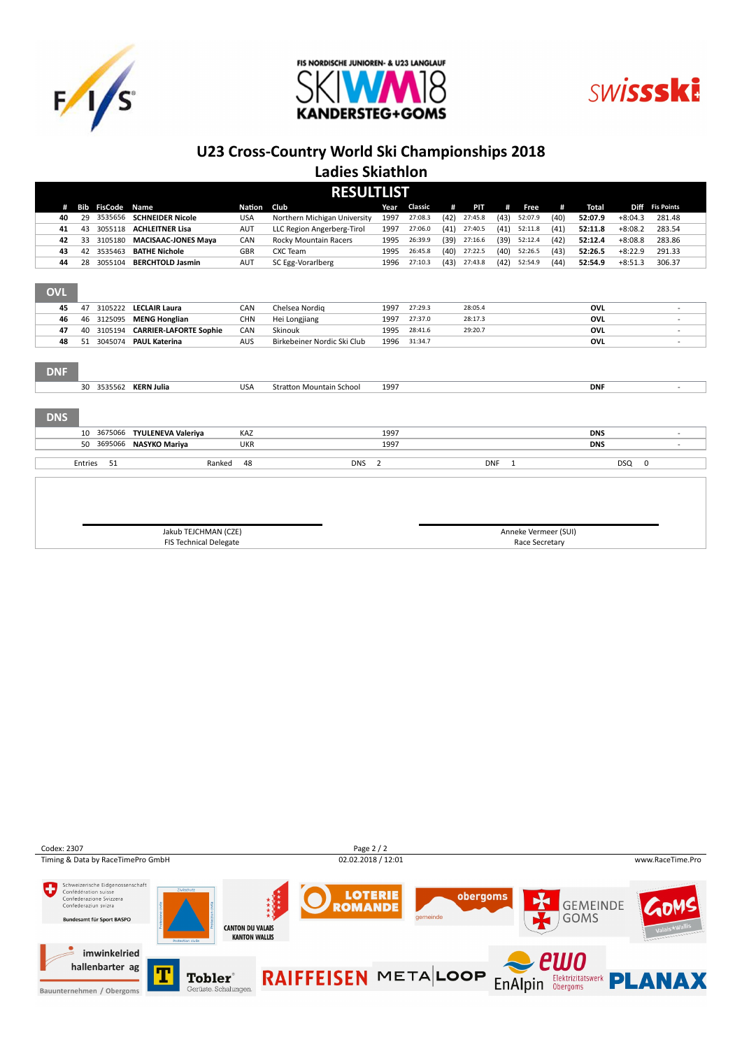# U23 Cross-Country World Ski Championships 2018

## Ladies Skiathlon

### RESULTLIST

| # | Bib | FisCode | Name | Nation | Club | Year | Classic | # | PIT | # | Free | # | Total | Diff | Fis Points |
|---|---|---|---|---|---|---|---|---|---|---|---|---|---|---|---|
| 40 | 29 | 3535656 | SCHNEIDER Nicole | USA | Northern Michigan University | 1997 | 27:08.3 | (42) | 27:45.8 | (43) | 52:07.9 | (40) | 52:07.9 | +8:04.3 | 281.48 |
| 41 | 43 | 3055118 | ACHLEITNER Lisa | AUT | LLC Region Angerberg-Tirol | 1997 | 27:06.0 | (41) | 27:40.5 | (41) | 52:11.8 | (41) | 52:11.8 | +8:08.2 | 283.54 |
| 42 | 33 | 3105180 | MACISAAC-JONES Maya | CAN | Rocky Mountain Racers | 1995 | 26:39.9 | (39) | 27:16.6 | (39) | 52:12.4 | (42) | 52:12.4 | +8:08.8 | 283.86 |
| 43 | 42 | 3535463 | BATHE Nichole | GBR | CXC Team | 1995 | 26:45.8 | (40) | 27:22.5 | (40) | 52:26.5 | (43) | 52:26.5 | +8:22.9 | 291.33 |
| 44 | 28 | 3055104 | BERCHTOLD Jasmin | AUT | SC Egg-Vorarlberg | 1996 | 27:10.3 | (43) | 27:43.8 | (42) | 52:54.9 | (44) | 52:54.9 | +8:51.3 | 306.37 |

### OVL

| # | Bib | FisCode | Name | Nation | Club | Year | Classic | PIT | Total | Fis Points |
|---|---|---|---|---|---|---|---|---|---|---|
| 45 | 47 | 3105222 | LECLAIR Laura | CAN | Chelsea Nordiq | 1997 | 27:29.3 | 28:05.4 | OVL | - |
| 46 | 46 | 3125095 | MENG Honglian | CHN | Hei Longjiang | 1997 | 27:37.0 | 28:17.3 | OVL | - |
| 47 | 40 | 3105194 | CARRIER-LAFORTE Sophie | CAN | Skinouk | 1995 | 28:41.6 | 29:20.7 | OVL | - |
| 48 | 51 | 3045074 | PAUL Katerina | AUS | Birkebeiner Nordic Ski Club | 1996 | 31:34.7 | | OVL | - |

### DNF

| Bib | FisCode | Name | Nation | Club | Year | Total | Fis Points |
|---|---|---|---|---|---|---|---|
| 30 | 3535562 | KERN Julia | USA | Stratton Mountain School | 1997 | DNF | - |

### DNS

| Bib | FisCode | Name | Nation | Year | Total | Fis Points |
|---|---|---|---|---|---|---|
| 10 | 3675066 | TYULENEVA Valeriya | KAZ | 1997 | DNS | - |
| 50 | 3695066 | NASYKO Mariya | UKR | 1997 | DNS | - |

Entries 51 | Ranked 48 | DNS 2 | DNF 1 | DSQ 0

Jakub TEJCHMAN (CZE)
FIS Technical Delegate

Anneke Vermeer (SUI)
Race Secretary

Codex: 2307
Timing & Data by RaceTimePro GmbH
02.02.2018 / 12:01
www.RaceTime.Pro